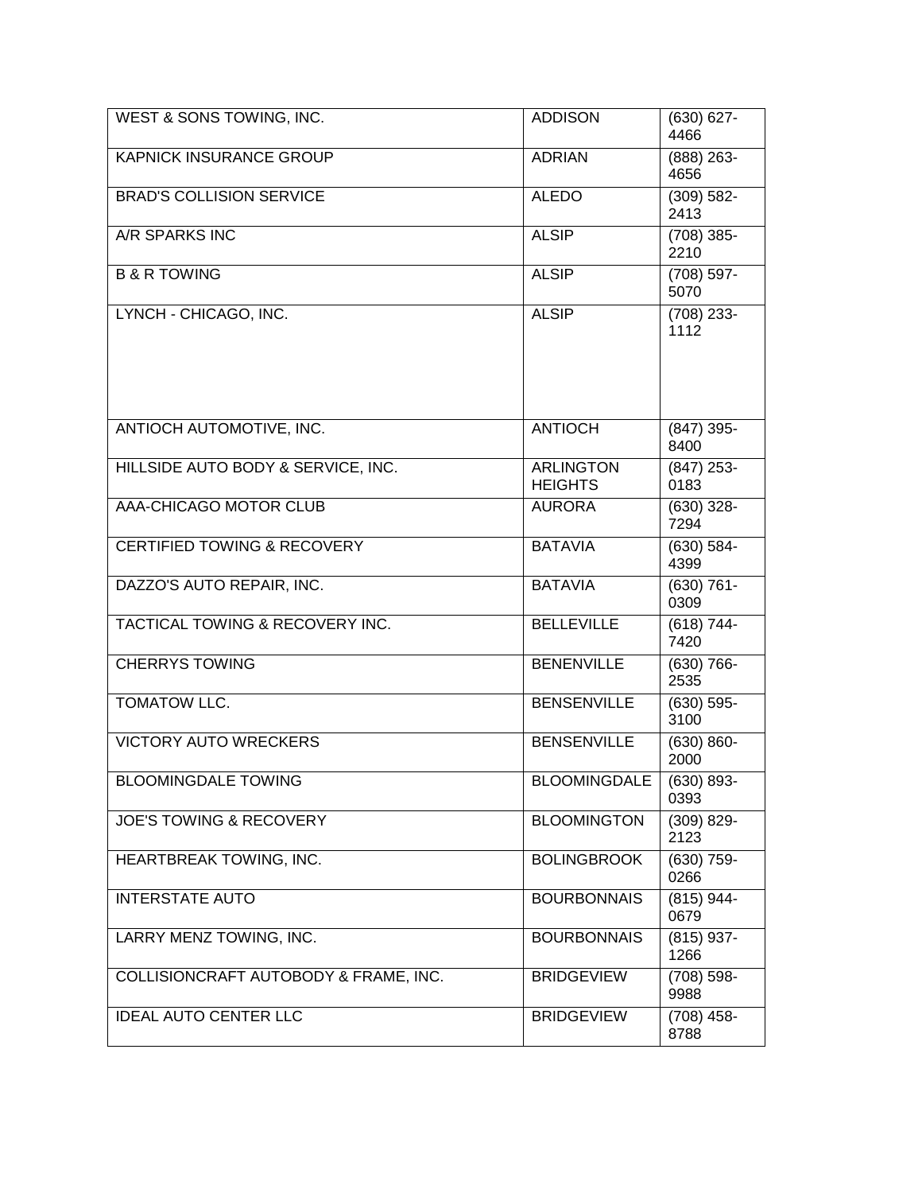| | | |
|---|---|---|
| WEST & SONS TOWING, INC. | ADDISON | (630) 627-4466 |
| KAPNICK INSURANCE GROUP | ADRIAN | (888) 263-4656 |
| BRAD'S COLLISION SERVICE | ALEDO | (309) 582-2413 |
| A/R SPARKS INC | ALSIP | (708) 385-2210 |
| B & R TOWING | ALSIP | (708) 597-5070 |
| LYNCH - CHICAGO, INC. | ALSIP | (708) 233-1112 |
| ANTIOCH AUTOMOTIVE, INC. | ANTIOCH | (847) 395-8400 |
| HILLSIDE AUTO BODY & SERVICE, INC. | ARLINGTON HEIGHTS | (847) 253-0183 |
| AAA-CHICAGO MOTOR CLUB | AURORA | (630) 328-7294 |
| CERTIFIED TOWING & RECOVERY | BATAVIA | (630) 584-4399 |
| DAZZO'S AUTO REPAIR, INC. | BATAVIA | (630) 761-0309 |
| TACTICAL TOWING & RECOVERY INC. | BELLEVILLE | (618) 744-7420 |
| CHERRYS TOWING | BENENVILLE | (630) 766-2535 |
| TOMATOW LLC. | BENSENVILLE | (630) 595-3100 |
| VICTORY AUTO WRECKERS | BENSENVILLE | (630) 860-2000 |
| BLOOMINGDALE TOWING | BLOOMINGDALE | (630) 893-0393 |
| JOE'S TOWING & RECOVERY | BLOOMINGTON | (309) 829-2123 |
| HEARTBREAK TOWING, INC. | BOLINGBROOK | (630) 759-0266 |
| INTERSTATE AUTO | BOURBONNAIS | (815) 944-0679 |
| LARRY MENZ TOWING, INC. | BOURBONNAIS | (815) 937-1266 |
| COLLISIONCRAFT AUTOBODY & FRAME, INC. | BRIDGEVIEW | (708) 598-9988 |
| IDEAL AUTO CENTER LLC | BRIDGEVIEW | (708) 458-8788 |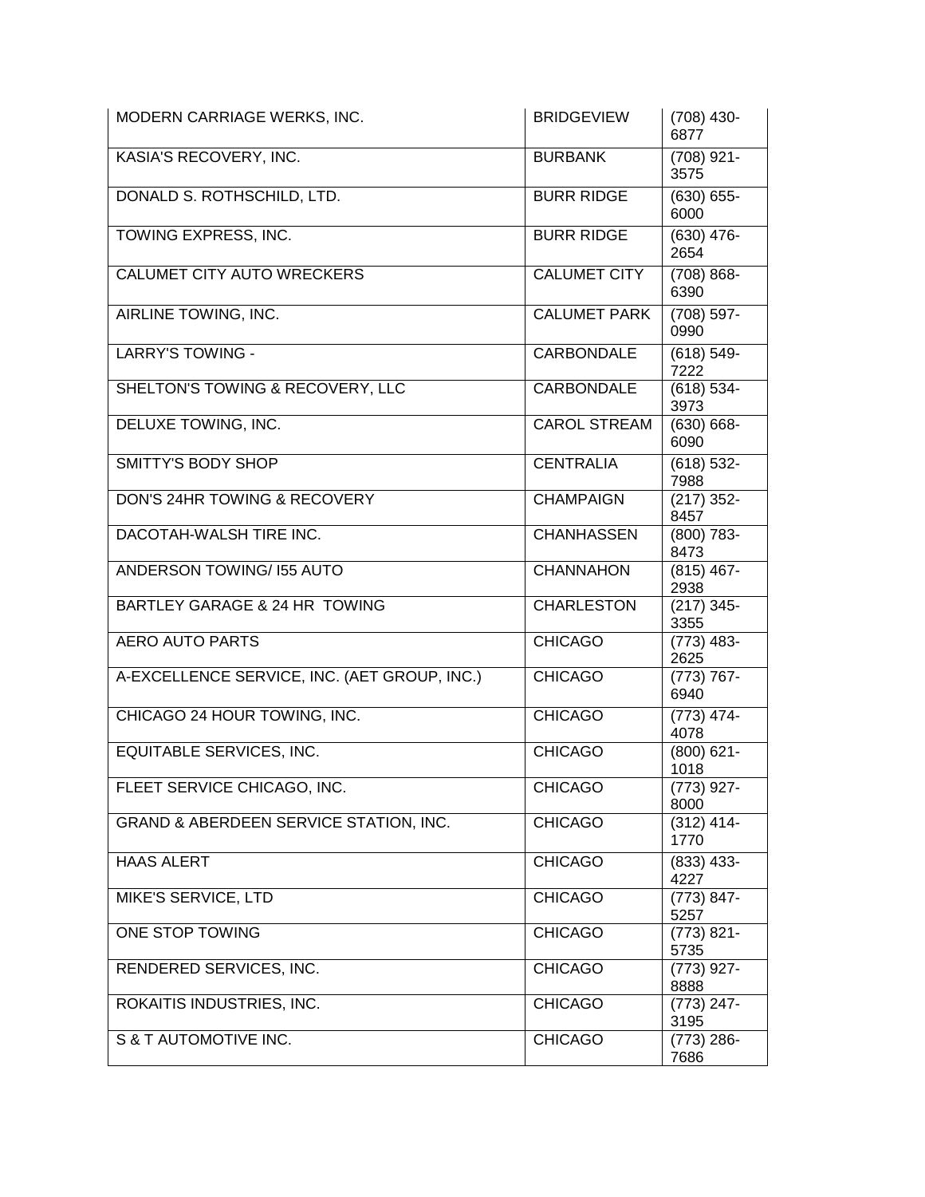| | | |
|---|---|---|
| MODERN CARRIAGE WERKS, INC. | BRIDGEVIEW | (708) 430-6877 |
| KASIA'S RECOVERY, INC. | BURBANK | (708) 921-3575 |
| DONALD S. ROTHSCHILD, LTD. | BURR RIDGE | (630) 655-6000 |
| TOWING EXPRESS, INC. | BURR RIDGE | (630) 476-2654 |
| CALUMET CITY AUTO WRECKERS | CALUMET CITY | (708) 868-6390 |
| AIRLINE TOWING, INC. | CALUMET PARK | (708) 597-0990 |
| LARRY'S TOWING - | CARBONDALE | (618) 549-7222 |
| SHELTON'S TOWING & RECOVERY, LLC | CARBONDALE | (618) 534-3973 |
| DELUXE TOWING, INC. | CAROL STREAM | (630) 668-6090 |
| SMITTY'S BODY SHOP | CENTRALIA | (618) 532-7988 |
| DON'S 24HR TOWING & RECOVERY | CHAMPAIGN | (217) 352-8457 |
| DACOTAH-WALSH TIRE INC. | CHANHASSEN | (800) 783-8473 |
| ANDERSON TOWING/ I55 AUTO | CHANNAHON | (815) 467-2938 |
| BARTLEY GARAGE & 24 HR TOWING | CHARLESTON | (217) 345-3355 |
| AERO AUTO PARTS | CHICAGO | (773) 483-2625 |
| A-EXCELLENCE SERVICE, INC. (AET GROUP, INC.) | CHICAGO | (773) 767-6940 |
| CHICAGO 24 HOUR TOWING, INC. | CHICAGO | (773) 474-4078 |
| EQUITABLE SERVICES, INC. | CHICAGO | (800) 621-1018 |
| FLEET SERVICE CHICAGO, INC. | CHICAGO | (773) 927-8000 |
| GRAND & ABERDEEN SERVICE STATION, INC. | CHICAGO | (312) 414-1770 |
| HAAS ALERT | CHICAGO | (833) 433-4227 |
| MIKE'S SERVICE, LTD | CHICAGO | (773) 847-5257 |
| ONE STOP TOWING | CHICAGO | (773) 821-5735 |
| RENDERED SERVICES, INC. | CHICAGO | (773) 927-8888 |
| ROKAITIS INDUSTRIES, INC. | CHICAGO | (773) 247-3195 |
| S & T AUTOMOTIVE INC. | CHICAGO | (773) 286-7686 |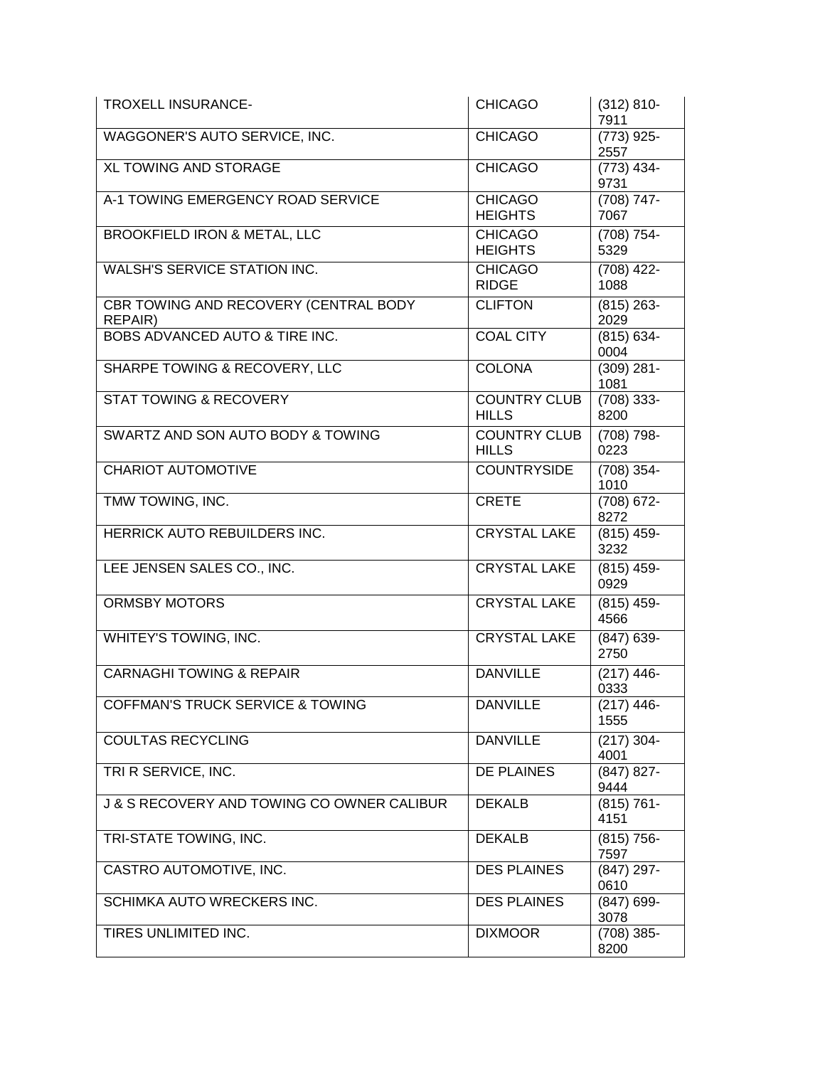| | | |
|---|---|---|
| TROXELL INSURANCE- | CHICAGO | (312) 810-7911 |
| WAGGONER'S AUTO SERVICE, INC. | CHICAGO | (773) 925-2557 |
| XL TOWING AND STORAGE | CHICAGO | (773) 434-9731 |
| A-1 TOWING EMERGENCY ROAD SERVICE | CHICAGO HEIGHTS | (708) 747-7067 |
| BROOKFIELD IRON & METAL, LLC | CHICAGO HEIGHTS | (708) 754-5329 |
| WALSH'S SERVICE STATION INC. | CHICAGO RIDGE | (708) 422-1088 |
| CBR TOWING AND RECOVERY (CENTRAL BODY REPAIR) | CLIFTON | (815) 263-2029 |
| BOBS ADVANCED AUTO & TIRE INC. | COAL CITY | (815) 634-0004 |
| SHARPE TOWING & RECOVERY, LLC | COLONA | (309) 281-1081 |
| STAT TOWING & RECOVERY | COUNTRY CLUB HILLS | (708) 333-8200 |
| SWARTZ AND SON AUTO BODY & TOWING | COUNTRY CLUB HILLS | (708) 798-0223 |
| CHARIOT AUTOMOTIVE | COUNTRYSIDE | (708) 354-1010 |
| TMW TOWING, INC. | CRETE | (708) 672-8272 |
| HERRICK AUTO REBUILDERS INC. | CRYSTAL LAKE | (815) 459-3232 |
| LEE JENSEN SALES CO., INC. | CRYSTAL LAKE | (815) 459-0929 |
| ORMSBY MOTORS | CRYSTAL LAKE | (815) 459-4566 |
| WHITEY'S TOWING, INC. | CRYSTAL LAKE | (847) 639-2750 |
| CARNAGHI TOWING & REPAIR | DANVILLE | (217) 446-0333 |
| COFFMAN'S TRUCK SERVICE & TOWING | DANVILLE | (217) 446-1555 |
| COULTAS RECYCLING | DANVILLE | (217) 304-4001 |
| TRI R SERVICE, INC. | DE PLAINES | (847) 827-9444 |
| J & S RECOVERY AND TOWING CO OWNER CALIBUR | DEKALB | (815) 761-4151 |
| TRI-STATE TOWING, INC. | DEKALB | (815) 756-7597 |
| CASTRO AUTOMOTIVE, INC. | DES PLAINES | (847) 297-0610 |
| SCHIMKA AUTO WRECKERS INC. | DES PLAINES | (847) 699-3078 |
| TIRES UNLIMITED INC. | DIXMOOR | (708) 385-8200 |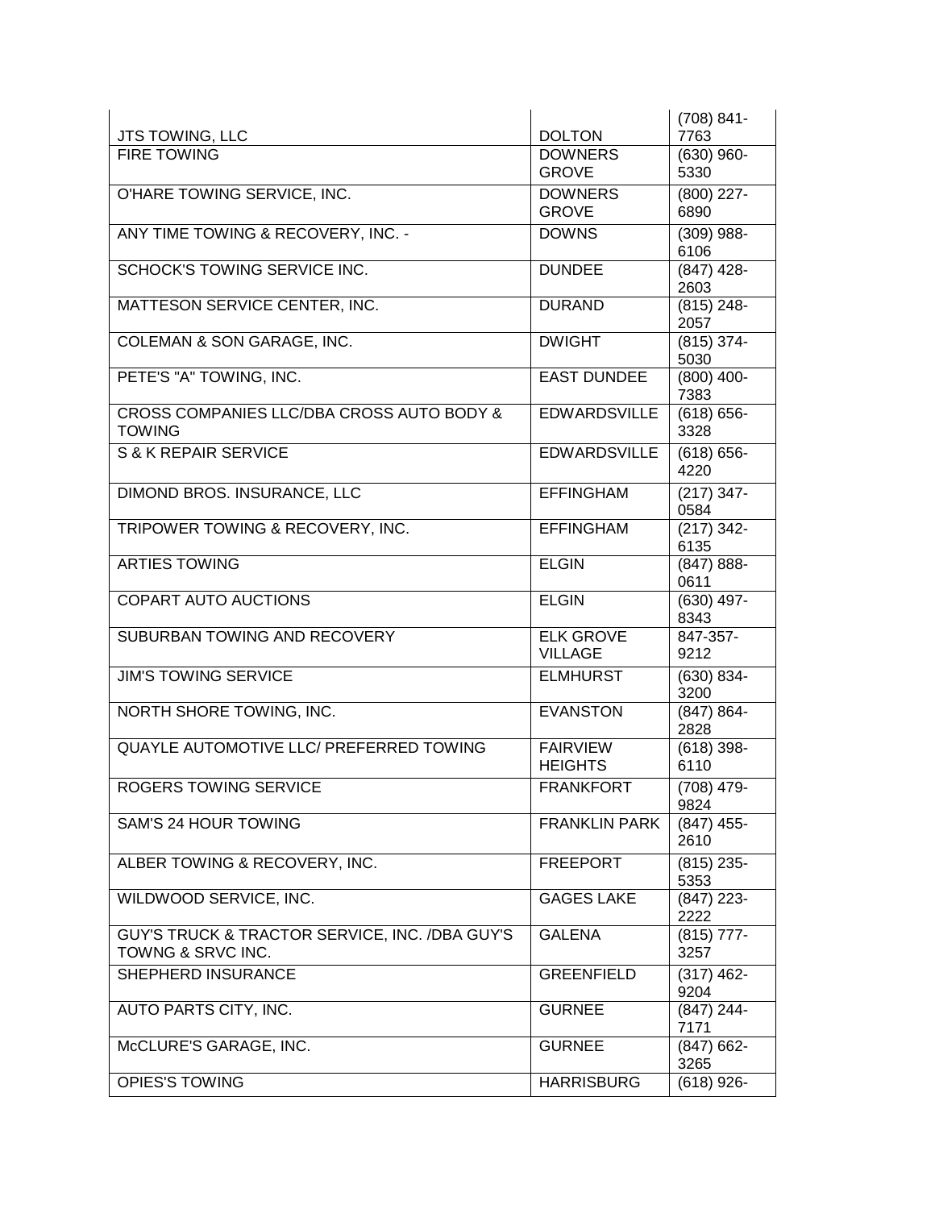| | | |
|---|---|---|
| JTS TOWING, LLC | DOLTON | (708) 841-7763 |
| FIRE TOWING | DOWNERS GROVE | (630) 960-5330 |
| O'HARE TOWING SERVICE, INC. | DOWNERS GROVE | (800) 227-6890 |
| ANY TIME TOWING & RECOVERY, INC. - | DOWNS | (309) 988-6106 |
| SCHOCK'S TOWING SERVICE INC. | DUNDEE | (847) 428-2603 |
| MATTESON SERVICE CENTER, INC. | DURAND | (815) 248-2057 |
| COLEMAN & SON GARAGE, INC. | DWIGHT | (815) 374-5030 |
| PETE'S "A" TOWING, INC. | EAST DUNDEE | (800) 400-7383 |
| CROSS COMPANIES LLC/DBA CROSS AUTO BODY & TOWING | EDWARDSVILLE | (618) 656-3328 |
| S & K REPAIR SERVICE | EDWARDSVILLE | (618) 656-4220 |
| DIMOND BROS. INSURANCE, LLC | EFFINGHAM | (217) 347-0584 |
| TRIPOWER TOWING & RECOVERY, INC. | EFFINGHAM | (217) 342-6135 |
| ARTIES TOWING | ELGIN | (847) 888-0611 |
| COPART AUTO AUCTIONS | ELGIN | (630) 497-8343 |
| SUBURBAN TOWING AND RECOVERY | ELK GROVE VILLAGE | 847-357-9212 |
| JIM'S TOWING SERVICE | ELMHURST | (630) 834-3200 |
| NORTH SHORE TOWING, INC. | EVANSTON | (847) 864-2828 |
| QUAYLE AUTOMOTIVE LLC/ PREFERRED TOWING | FAIRVIEW HEIGHTS | (618) 398-6110 |
| ROGERS TOWING SERVICE | FRANKFORT | (708) 479-9824 |
| SAM'S 24 HOUR TOWING | FRANKLIN PARK | (847) 455-2610 |
| ALBER TOWING & RECOVERY, INC. | FREEPORT | (815) 235-5353 |
| WILDWOOD SERVICE, INC. | GAGES LAKE | (847) 223-2222 |
| GUY'S TRUCK & TRACTOR SERVICE, INC. /DBA GUY'S TOWNG & SRVC INC. | GALENA | (815) 777-3257 |
| SHEPHERD INSURANCE | GREENFIELD | (317) 462-9204 |
| AUTO PARTS CITY, INC. | GURNEE | (847) 244-7171 |
| McCLURE'S GARAGE, INC. | GURNEE | (847) 662-3265 |
| OPIES'S TOWING | HARRISBURG | (618) 926- |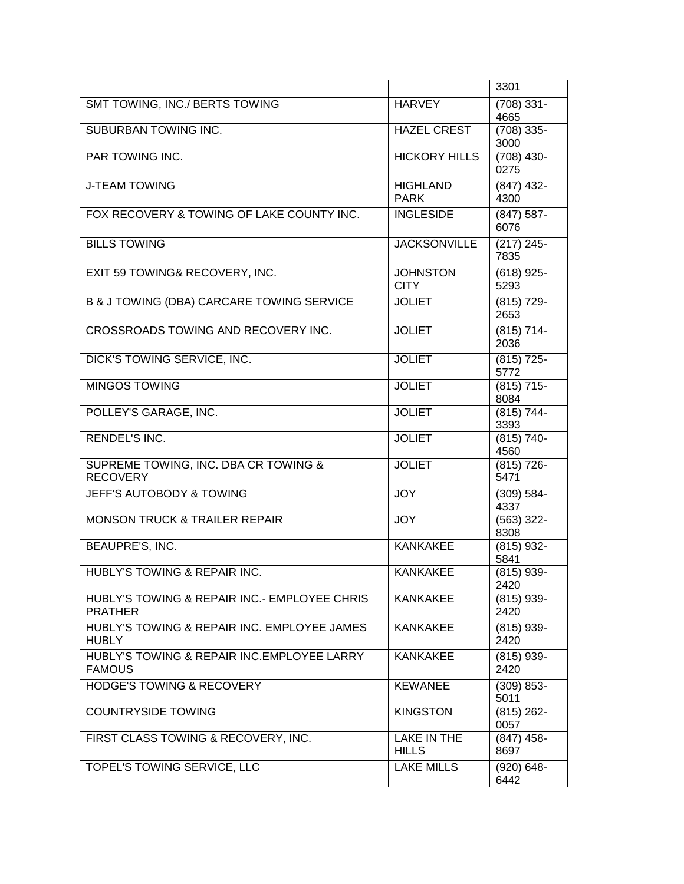| | | |
|---|---|---|
| | | 3301 |
| SMT TOWING, INC./ BERTS TOWING | HARVEY | (708) 331-4665 |
| SUBURBAN TOWING INC. | HAZEL CREST | (708) 335-3000 |
| PAR TOWING INC. | HICKORY HILLS | (708) 430-0275 |
| J-TEAM TOWING | HIGHLAND PARK | (847) 432-4300 |
| FOX RECOVERY & TOWING OF LAKE COUNTY INC. | INGLESIDE | (847) 587-6076 |
| BILLS TOWING | JACKSONVILLE | (217) 245-7835 |
| EXIT 59 TOWING& RECOVERY, INC. | JOHNSTON CITY | (618) 925-5293 |
| B & J TOWING (DBA) CARCARE TOWING SERVICE | JOLIET | (815) 729-2653 |
| CROSSROADS TOWING AND RECOVERY INC. | JOLIET | (815) 714-2036 |
| DICK'S TOWING SERVICE, INC. | JOLIET | (815) 725-5772 |
| MINGOS TOWING | JOLIET | (815) 715-8084 |
| POLLEY'S GARAGE, INC. | JOLIET | (815) 744-3393 |
| RENDEL'S INC. | JOLIET | (815) 740-4560 |
| SUPREME TOWING, INC. DBA CR TOWING & RECOVERY | JOLIET | (815) 726-5471 |
| JEFF'S AUTOBODY & TOWING | JOY | (309) 584-4337 |
| MONSON TRUCK & TRAILER REPAIR | JOY | (563) 322-8308 |
| BEAUPRE'S, INC. | KANKAKEE | (815) 932-5841 |
| HUBLY'S TOWING & REPAIR INC. | KANKAKEE | (815) 939-2420 |
| HUBLY'S TOWING & REPAIR INC.- EMPLOYEE CHRIS PRATHER | KANKAKEE | (815) 939-2420 |
| HUBLY'S TOWING & REPAIR INC. EMPLOYEE JAMES HUBLY | KANKAKEE | (815) 939-2420 |
| HUBLY'S TOWING & REPAIR INC.EMPLOYEE LARRY FAMOUS | KANKAKEE | (815) 939-2420 |
| HODGE'S TOWING & RECOVERY | KEWANEE | (309) 853-5011 |
| COUNTRYSIDE TOWING | KINGSTON | (815) 262-0057 |
| FIRST CLASS TOWING & RECOVERY, INC. | LAKE IN THE HILLS | (847) 458-8697 |
| TOPEL'S TOWING SERVICE, LLC | LAKE MILLS | (920) 648-6442 |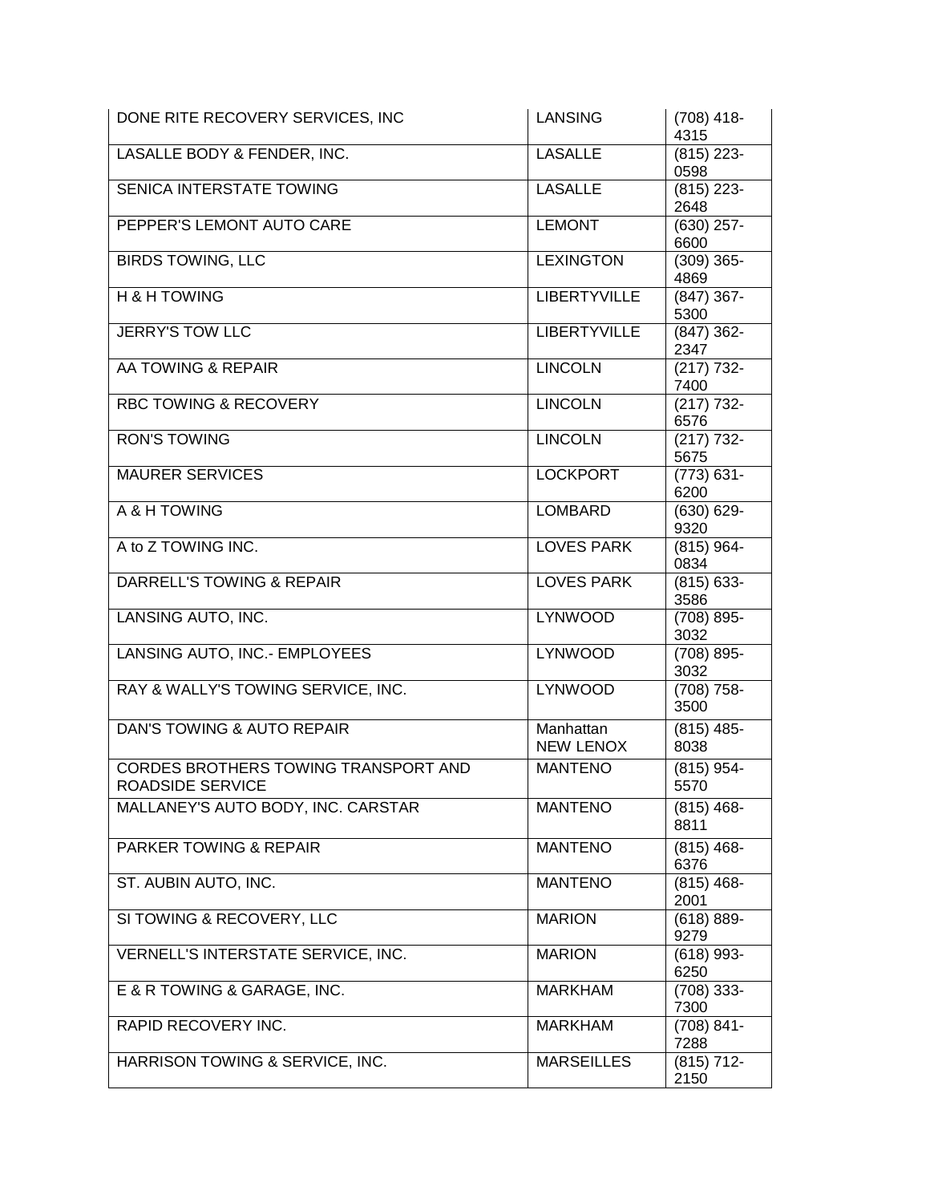| | | |
|---|---|---|
| DONE RITE RECOVERY SERVICES, INC | LANSING | (708) 418-4315 |
| LASALLE BODY & FENDER, INC. | LASALLE | (815) 223-0598 |
| SENICA INTERSTATE TOWING | LASALLE | (815) 223-2648 |
| PEPPER'S LEMONT AUTO CARE | LEMONT | (630) 257-6600 |
| BIRDS TOWING, LLC | LEXINGTON | (309) 365-4869 |
| H & H TOWING | LIBERTYVILLE | (847) 367-5300 |
| JERRY'S TOW LLC | LIBERTYVILLE | (847) 362-2347 |
| AA TOWING & REPAIR | LINCOLN | (217) 732-7400 |
| RBC TOWING & RECOVERY | LINCOLN | (217) 732-6576 |
| RON'S TOWING | LINCOLN | (217) 732-5675 |
| MAURER SERVICES | LOCKPORT | (773) 631-6200 |
| A & H TOWING | LOMBARD | (630) 629-9320 |
| A to Z TOWING INC. | LOVES PARK | (815) 964-0834 |
| DARRELL'S TOWING & REPAIR | LOVES PARK | (815) 633-3586 |
| LANSING AUTO, INC. | LYNWOOD | (708) 895-3032 |
| LANSING AUTO, INC.- EMPLOYEES | LYNWOOD | (708) 895-3032 |
| RAY & WALLY'S TOWING SERVICE, INC. | LYNWOOD | (708) 758-3500 |
| DAN'S TOWING & AUTO REPAIR | Manhattan NEW LENOX | (815) 485-8038 |
| CORDES BROTHERS TOWING TRANSPORT AND ROADSIDE SERVICE | MANTENO | (815) 954-5570 |
| MALLANEY'S AUTO BODY, INC. CARSTAR | MANTENO | (815) 468-8811 |
| PARKER TOWING & REPAIR | MANTENO | (815) 468-6376 |
| ST. AUBIN AUTO, INC. | MANTENO | (815) 468-2001 |
| SI TOWING & RECOVERY, LLC | MARION | (618) 889-9279 |
| VERNELL'S INTERSTATE SERVICE, INC. | MARION | (618) 993-6250 |
| E & R TOWING & GARAGE, INC. | MARKHAM | (708) 333-7300 |
| RAPID RECOVERY INC. | MARKHAM | (708) 841-7288 |
| HARRISON TOWING & SERVICE, INC. | MARSEILLES | (815) 712-2150 |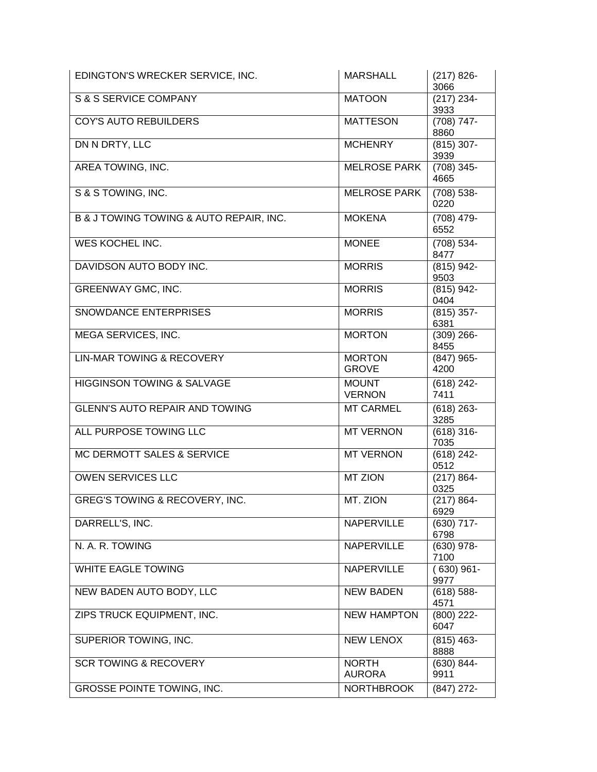| | | |
|---|---|---|
| EDINGTON'S WRECKER SERVICE, INC. | MARSHALL | (217) 826-3066 |
| S & S SERVICE COMPANY | MATOON | (217) 234-3933 |
| COY'S AUTO REBUILDERS | MATTESON | (708) 747-8860 |
| DN N DRTY, LLC | MCHENRY | (815) 307-3939 |
| AREA TOWING, INC. | MELROSE PARK | (708) 345-4665 |
| S & S TOWING, INC. | MELROSE PARK | (708) 538-0220 |
| B & J TOWING TOWING & AUTO REPAIR, INC. | MOKENA | (708) 479-6552 |
| WES KOCHEL INC. | MONEE | (708) 534-8477 |
| DAVIDSON AUTO BODY INC. | MORRIS | (815) 942-9503 |
| GREENWAY GMC, INC. | MORRIS | (815) 942-0404 |
| SNOWDANCE ENTERPRISES | MORRIS | (815) 357-6381 |
| MEGA SERVICES, INC. | MORTON | (309) 266-8455 |
| LIN-MAR TOWING & RECOVERY | MORTON GROVE | (847) 965-4200 |
| HIGGINSON TOWING & SALVAGE | MOUNT VERNON | (618) 242-7411 |
| GLENN'S AUTO REPAIR AND TOWING | MT CARMEL | (618) 263-3285 |
| ALL PURPOSE TOWING LLC | MT VERNON | (618) 316-7035 |
| MC DERMOTT SALES & SERVICE | MT VERNON | (618) 242-0512 |
| OWEN SERVICES LLC | MT ZION | (217) 864-0325 |
| GREG'S TOWING & RECOVERY, INC. | MT. ZION | (217) 864-6929 |
| DARRELL'S, INC. | NAPERVILLE | (630) 717-6798 |
| N. A. R. TOWING | NAPERVILLE | (630) 978-7100 |
| WHITE EAGLE TOWING | NAPERVILLE | ( 630) 961-9977 |
| NEW BADEN AUTO BODY, LLC | NEW BADEN | (618) 588-4571 |
| ZIPS TRUCK EQUIPMENT, INC. | NEW HAMPTON | (800) 222-6047 |
| SUPERIOR TOWING, INC. | NEW LENOX | (815) 463-8888 |
| SCR TOWING & RECOVERY | NORTH AURORA | (630) 844-9911 |
| GROSSE POINTE TOWING, INC. | NORTHBROOK | (847) 272- |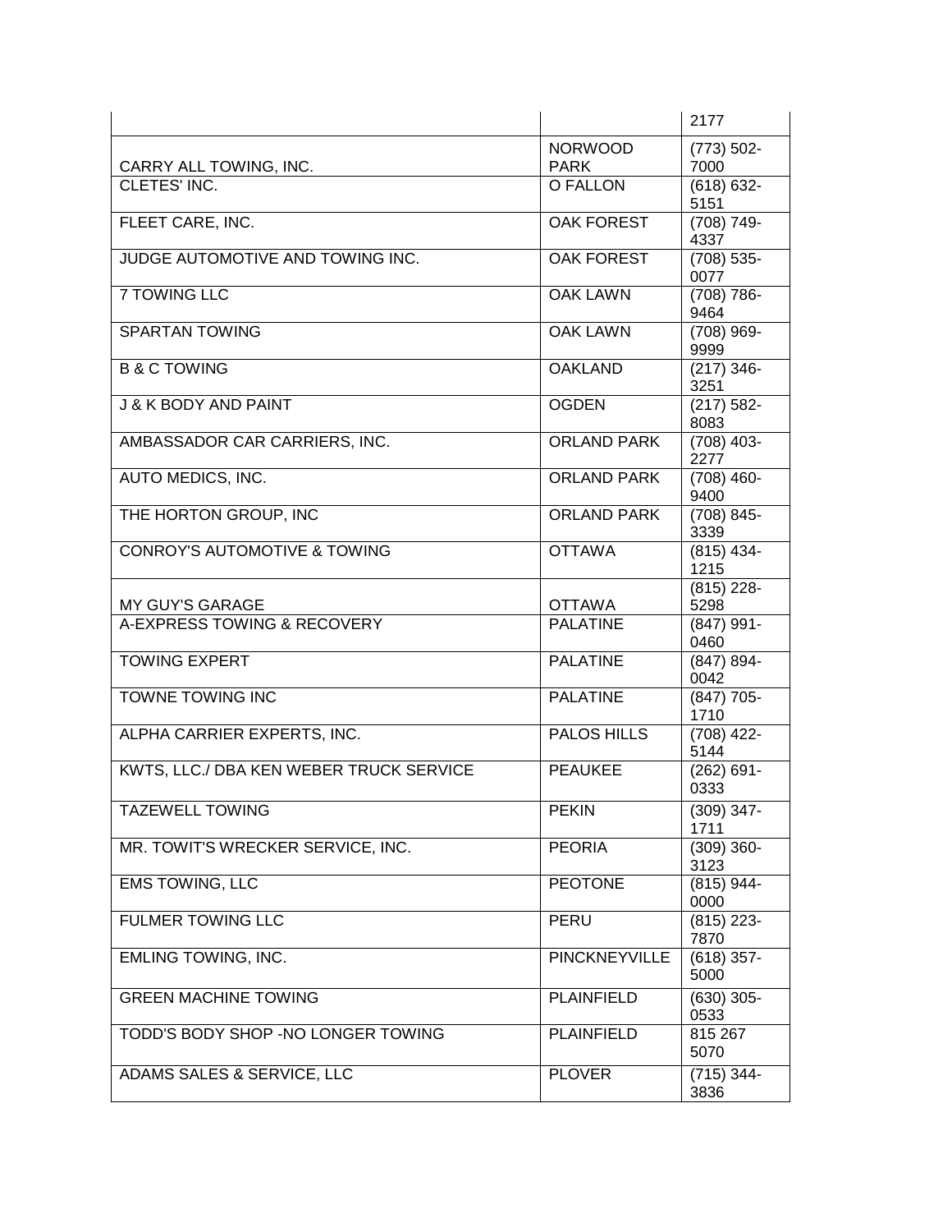| | | |
|---|---|---|
| | | 2177 |
| CARRY ALL TOWING, INC. | NORWOOD PARK | (773) 502-7000 |
| CLETES' INC. | O FALLON | (618) 632-5151 |
| FLEET CARE, INC. | OAK FOREST | (708) 749-4337 |
| JUDGE AUTOMOTIVE AND TOWING INC. | OAK FOREST | (708) 535-0077 |
| 7 TOWING LLC | OAK LAWN | (708) 786-9464 |
| SPARTAN TOWING | OAK LAWN | (708) 969-9999 |
| B & C TOWING | OAKLAND | (217) 346-3251 |
| J & K BODY AND PAINT | OGDEN | (217) 582-8083 |
| AMBASSADOR CAR CARRIERS, INC. | ORLAND PARK | (708) 403-2277 |
| AUTO MEDICS, INC. | ORLAND PARK | (708) 460-9400 |
| THE HORTON GROUP, INC | ORLAND PARK | (708) 845-3339 |
| CONROY'S AUTOMOTIVE & TOWING | OTTAWA | (815) 434-1215 |
| MY GUY'S GARAGE | OTTAWA | (815) 228-5298 |
| A-EXPRESS TOWING & RECOVERY | PALATINE | (847) 991-0460 |
| TOWING EXPERT | PALATINE | (847) 894-0042 |
| TOWNE TOWING INC | PALATINE | (847) 705-1710 |
| ALPHA CARRIER EXPERTS, INC. | PALOS HILLS | (708) 422-5144 |
| KWTS, LLC./ DBA KEN WEBER TRUCK SERVICE | PEAUKEE | (262) 691-0333 |
| TAZEWELL TOWING | PEKIN | (309) 347-1711 |
| MR. TOWIT'S WRECKER SERVICE, INC. | PEORIA | (309) 360-3123 |
| EMS TOWING, LLC | PEOTONE | (815) 944-0000 |
| FULMER TOWING LLC | PERU | (815) 223-7870 |
| EMLING TOWING, INC. | PINCKNEYVILLE | (618) 357-5000 |
| GREEN MACHINE TOWING | PLAINFIELD | (630) 305-0533 |
| TODD'S BODY SHOP -NO LONGER TOWING | PLAINFIELD | 815 267 5070 |
| ADAMS SALES & SERVICE, LLC | PLOVER | (715) 344-3836 |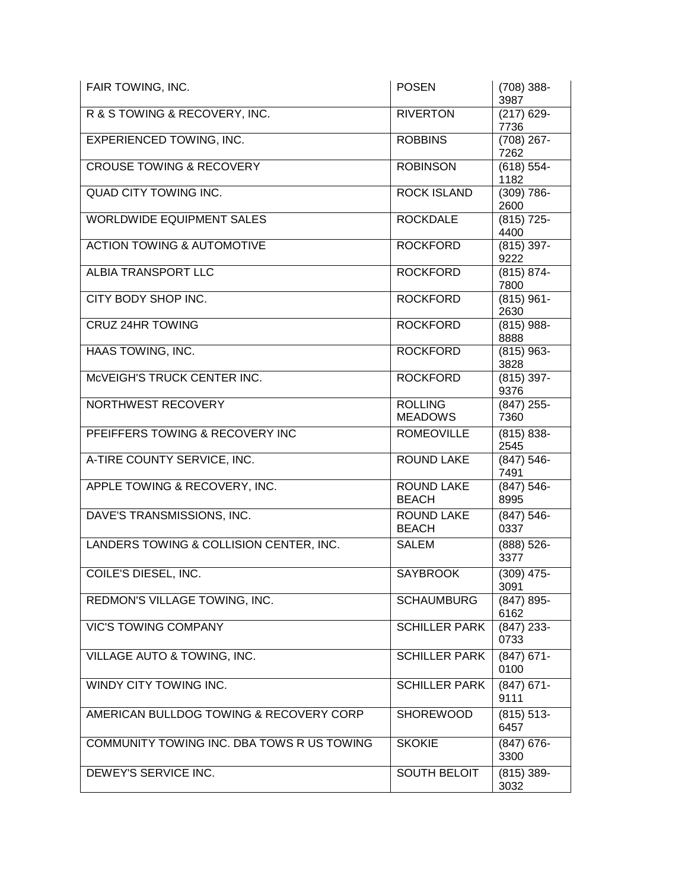| | | |
|---|---|---|
| FAIR TOWING, INC. | POSEN | (708) 388-3987 |
| R & S TOWING & RECOVERY, INC. | RIVERTON | (217) 629-7736 |
| EXPERIENCED TOWING, INC. | ROBBINS | (708) 267-7262 |
| CROUSE TOWING & RECOVERY | ROBINSON | (618) 554-1182 |
| QUAD CITY TOWING INC. | ROCK ISLAND | (309) 786-2600 |
| WORLDWIDE EQUIPMENT SALES | ROCKDALE | (815) 725-4400 |
| ACTION TOWING & AUTOMOTIVE | ROCKFORD | (815) 397-9222 |
| ALBIA TRANSPORT LLC | ROCKFORD | (815) 874-7800 |
| CITY BODY SHOP INC. | ROCKFORD | (815) 961-2630 |
| CRUZ 24HR TOWING | ROCKFORD | (815) 988-8888 |
| HAAS TOWING, INC. | ROCKFORD | (815) 963-3828 |
| McVEIGH'S TRUCK CENTER INC. | ROCKFORD | (815) 397-9376 |
| NORTHWEST RECOVERY | ROLLING MEADOWS | (847) 255-7360 |
| PFEIFFERS TOWING & RECOVERY INC | ROMEOVILLE | (815) 838-2545 |
| A-TIRE COUNTY SERVICE, INC. | ROUND LAKE | (847) 546-7491 |
| APPLE TOWING & RECOVERY, INC. | ROUND LAKE BEACH | (847) 546-8995 |
| DAVE'S TRANSMISSIONS, INC. | ROUND LAKE BEACH | (847) 546-0337 |
| LANDERS TOWING & COLLISION CENTER, INC. | SALEM | (888) 526-3377 |
| COILE'S DIESEL, INC. | SAYBROOK | (309) 475-3091 |
| REDMON'S VILLAGE TOWING, INC. | SCHAUMBURG | (847) 895-6162 |
| VIC'S TOWING COMPANY | SCHILLER PARK | (847) 233-0733 |
| VILLAGE AUTO & TOWING, INC. | SCHILLER PARK | (847) 671-0100 |
| WINDY CITY TOWING INC. | SCHILLER PARK | (847) 671-9111 |
| AMERICAN BULLDOG TOWING & RECOVERY CORP | SHOREWOOD | (815) 513-6457 |
| COMMUNITY TOWING INC. DBA TOWS R US TOWING | SKOKIE | (847) 676-3300 |
| DEWEY'S SERVICE INC. | SOUTH BELOIT | (815) 389-3032 |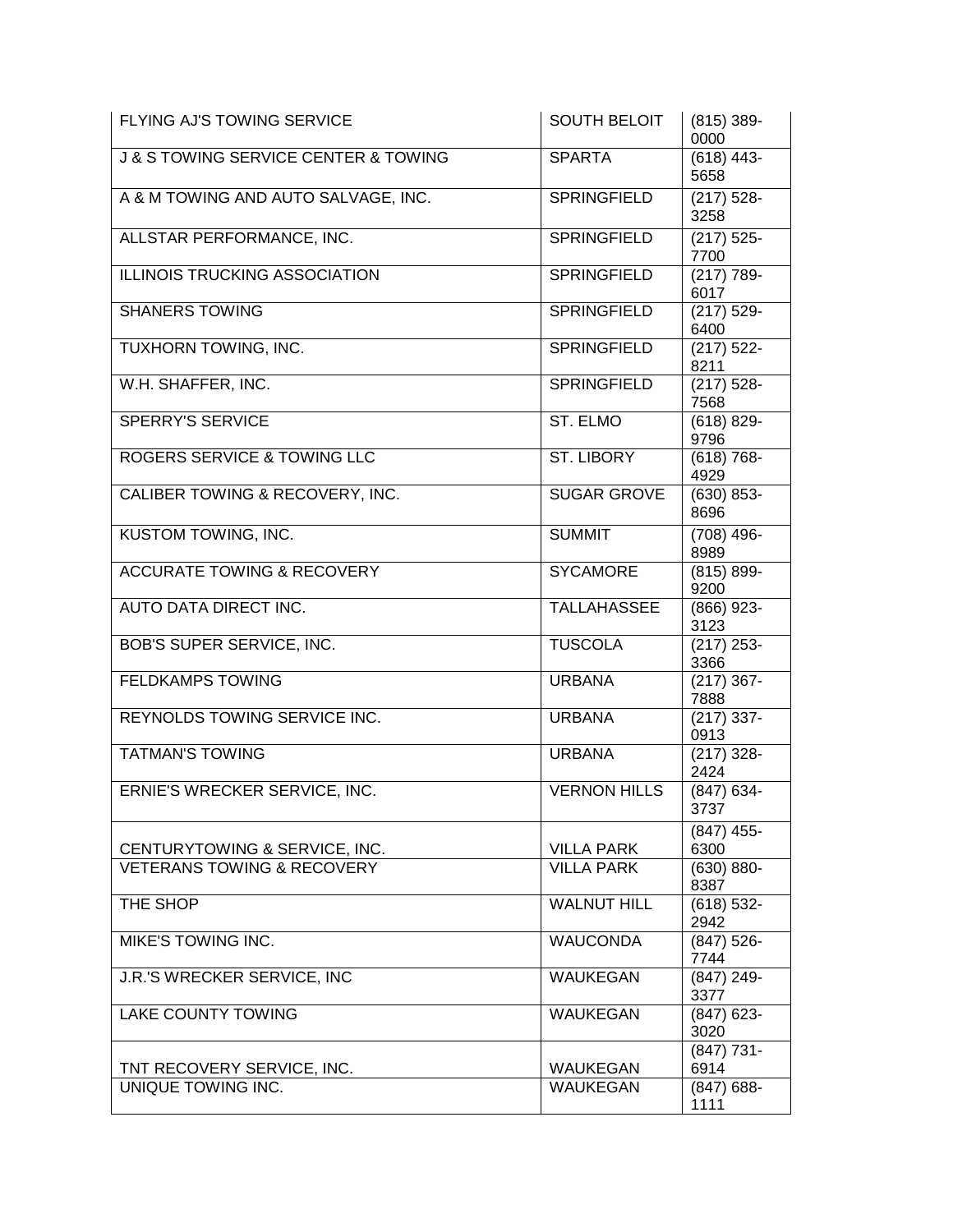| | | |
|---|---|---|
| FLYING AJ'S TOWING SERVICE | SOUTH BELOIT | (815) 389-0000 |
| J & S TOWING SERVICE CENTER & TOWING | SPARTA | (618) 443-5658 |
| A & M TOWING AND AUTO SALVAGE, INC. | SPRINGFIELD | (217) 528-3258 |
| ALLSTAR PERFORMANCE, INC. | SPRINGFIELD | (217) 525-7700 |
| ILLINOIS TRUCKING ASSOCIATION | SPRINGFIELD | (217) 789-6017 |
| SHANERS TOWING | SPRINGFIELD | (217) 529-6400 |
| TUXHORN TOWING, INC. | SPRINGFIELD | (217) 522-8211 |
| W.H. SHAFFER, INC. | SPRINGFIELD | (217) 528-7568 |
| SPERRY'S SERVICE | ST. ELMO | (618) 829-9796 |
| ROGERS SERVICE & TOWING LLC | ST. LIBORY | (618) 768-4929 |
| CALIBER TOWING & RECOVERY, INC. | SUGAR GROVE | (630) 853-8696 |
| KUSTOM TOWING, INC. | SUMMIT | (708) 496-8989 |
| ACCURATE TOWING & RECOVERY | SYCAMORE | (815) 899-9200 |
| AUTO DATA DIRECT INC. | TALLAHASSEE | (866) 923-3123 |
| BOB'S SUPER SERVICE, INC. | TUSCOLA | (217) 253-3366 |
| FELDKAMPS TOWING | URBANA | (217) 367-7888 |
| REYNOLDS TOWING SERVICE INC. | URBANA | (217) 337-0913 |
| TATMAN'S TOWING | URBANA | (217) 328-2424 |
| ERNIE'S WRECKER SERVICE, INC. | VERNON HILLS | (847) 634-3737 |
| CENTURYTOWING & SERVICE, INC. | VILLA PARK | (847) 455-6300 |
| VETERANS TOWING & RECOVERY | VILLA PARK | (630) 880-8387 |
| THE SHOP | WALNUT HILL | (618) 532-2942 |
| MIKE'S TOWING INC. | WAUCONDA | (847) 526-7744 |
| J.R.'S WRECKER SERVICE, INC | WAUKEGAN | (847) 249-3377 |
| LAKE COUNTY TOWING | WAUKEGAN | (847) 623-3020 |
| TNT RECOVERY SERVICE, INC. | WAUKEGAN | (847) 731-6914 |
| UNIQUE TOWING INC. | WAUKEGAN | (847) 688-1111 |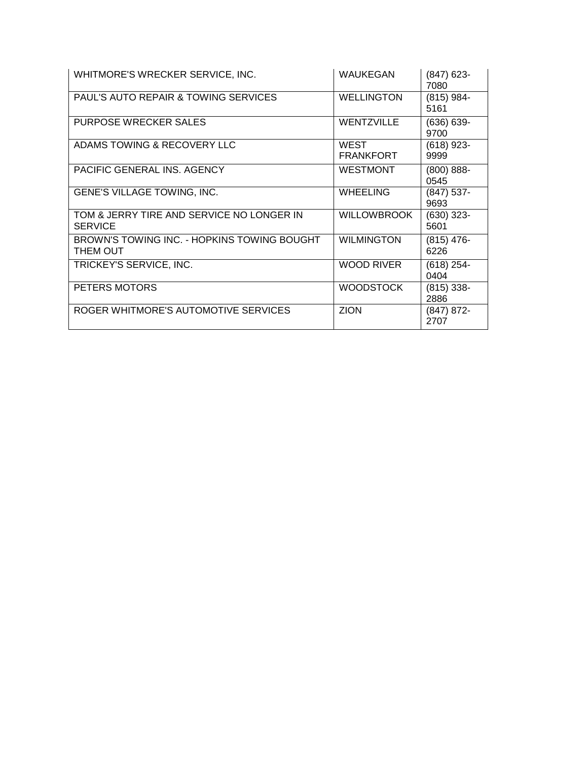| | | |
|---|---|---|
| WHITMORE'S WRECKER SERVICE, INC. | WAUKEGAN | (847) 623-7080 |
| PAUL'S AUTO REPAIR & TOWING SERVICES | WELLINGTON | (815) 984-5161 |
| PURPOSE WRECKER SALES | WENTZVILLE | (636) 639-9700 |
| ADAMS TOWING & RECOVERY LLC | WEST FRANKFORT | (618) 923-9999 |
| PACIFIC GENERAL INS. AGENCY | WESTMONT | (800) 888-0545 |
| GENE'S VILLAGE TOWING, INC. | WHEELING | (847) 537-9693 |
| TOM & JERRY TIRE AND SERVICE NO LONGER IN SERVICE | WILLOWBROOK | (630) 323-5601 |
| BROWN'S TOWING INC. - HOPKINS TOWING BOUGHT THEM OUT | WILMINGTON | (815) 476-6226 |
| TRICKEY'S SERVICE, INC. | WOOD RIVER | (618) 254-0404 |
| PETERS MOTORS | WOODSTOCK | (815) 338-2886 |
| ROGER WHITMORE'S AUTOMOTIVE SERVICES | ZION | (847) 872-2707 |